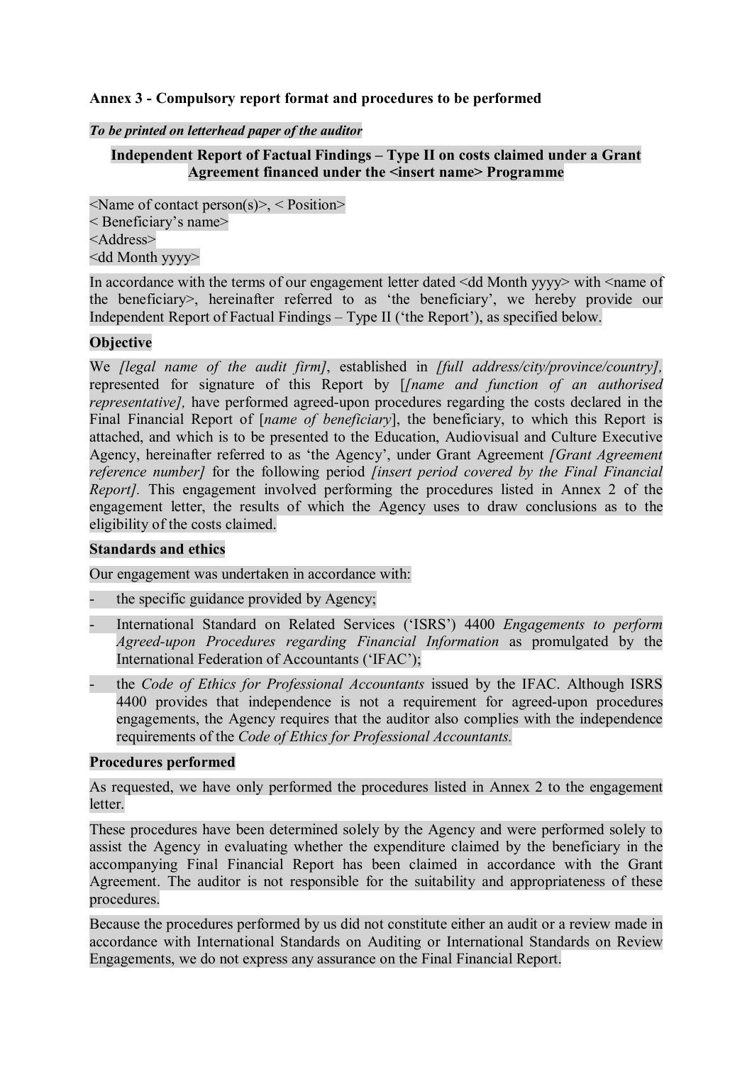**Annex 3 - Compulsory report format and procedures to be performed**

***To be printed on letterhead paper of the auditor***

**Independent Report of Factual Findings – Type II on costs claimed under a Grant Agreement financed under the <insert name> Programme**

<Name of contact person(s)>, < Position>
< Beneficiary's name>
<Address>
<dd Month yyyy>

In accordance with the terms of our engagement letter dated <dd Month yyyy> with <name of the beneficiary>, hereinafter referred to as 'the beneficiary', we hereby provide our Independent Report of Factual Findings – Type II ('the Report'), as specified below.

**Objective**

We *[legal name of the audit firm]*, established in *[full address/city/province/country]*, represented for signature of this Report by [*[name and function of an authorised representative]*, have performed agreed-upon procedures regarding the costs declared in the Final Financial Report of [*name of beneficiary*], the beneficiary, to which this Report is attached, and which is to be presented to the Education, Audiovisual and Culture Executive Agency, hereinafter referred to as 'the Agency', under Grant Agreement *[Grant Agreement reference number]* for the following period *[insert period covered by the Final Financial Report]*. This engagement involved performing the procedures listed in Annex 2 of the engagement letter, the results of which the Agency uses to draw conclusions as to the eligibility of the costs claimed.

**Standards and ethics**

Our engagement was undertaken in accordance with:

- the specific guidance provided by Agency;
- International Standard on Related Services ('ISRS') 4400 *Engagements to perform Agreed-upon Procedures regarding Financial Information* as promulgated by the International Federation of Accountants ('IFAC');
- the *Code of Ethics for Professional Accountants* issued by the IFAC. Although ISRS 4400 provides that independence is not a requirement for agreed-upon procedures engagements, the Agency requires that the auditor also complies with the independence requirements of the *Code of Ethics for Professional Accountants.*

**Procedures performed**

As requested, we have only performed the procedures listed in Annex 2 to the engagement letter.

These procedures have been determined solely by the Agency and were performed solely to assist the Agency in evaluating whether the expenditure claimed by the beneficiary in the accompanying Final Financial Report has been claimed in accordance with the Grant Agreement. The auditor is not responsible for the suitability and appropriateness of these procedures.

Because the procedures performed by us did not constitute either an audit or a review made in accordance with International Standards on Auditing or International Standards on Review Engagements, we do not express any assurance on the Final Financial Report.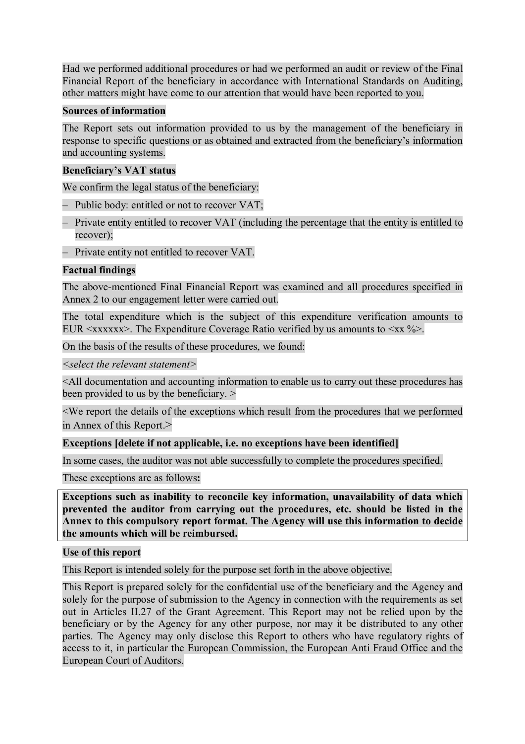Had we performed additional procedures or had we performed an audit or review of the Final Financial Report of the beneficiary in accordance with International Standards on Auditing, other matters might have come to our attention that would have been reported to you.

**Sources of information**

The Report sets out information provided to us by the management of the beneficiary in response to specific questions or as obtained and extracted from the beneficiary's information and accounting systems.

**Beneficiary's VAT status**

We confirm the legal status of the beneficiary:

- Public body: entitled or not to recover VAT;
- Private entity entitled to recover VAT (including the percentage that the entity is entitled to recover);
- Private entity not entitled to recover VAT.

**Factual findings**

The above-mentioned Final Financial Report was examined and all procedures specified in Annex 2 to our engagement letter were carried out.

The total expenditure which is the subject of this expenditure verification amounts to EUR <xxxxxx>. The Expenditure Coverage Ratio verified by us amounts to <xx %>.

On the basis of the results of these procedures, we found:

*<select the relevant statement>*

<All documentation and accounting information to enable us to carry out these procedures has been provided to us by the beneficiary. >

<We report the details of the exceptions which result from the procedures that we performed in Annex of this Report.>

**Exceptions [delete if not applicable, i.e. no exceptions have been identified]**

In some cases, the auditor was not able successfully to complete the procedures specified.

These exceptions are as follows**:**

**Exceptions such as inability to reconcile key information, unavailability of data which prevented the auditor from carrying out the procedures, etc. should be listed in the Annex to this compulsory report format. The Agency will use this information to decide the amounts which will be reimbursed.**

**Use of this report**

This Report is intended solely for the purpose set forth in the above objective.

This Report is prepared solely for the confidential use of the beneficiary and the Agency and solely for the purpose of submission to the Agency in connection with the requirements as set out in Articles II.27 of the Grant Agreement. This Report may not be relied upon by the beneficiary or by the Agency for any other purpose, nor may it be distributed to any other parties. The Agency may only disclose this Report to others who have regulatory rights of access to it, in particular the European Commission, the European Anti Fraud Office and the European Court of Auditors.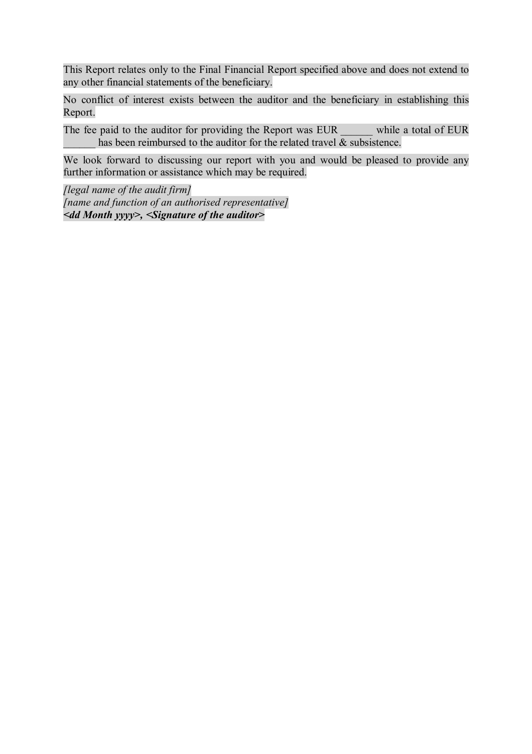This Report relates only to the Final Financial Report specified above and does not extend to any other financial statements of the beneficiary.

No conflict of interest exists between the auditor and the beneficiary in establishing this Report.

The fee paid to the auditor for providing the Report was EUR ______ while a total of EUR ______ has been reimbursed to the auditor for the related travel & subsistence.

We look forward to discussing our report with you and would be pleased to provide any further information or assistance which may be required.

*[legal name of the audit firm]*
*[name and function of an authorised representative]*
***<dd Month yyyy>, <Signature of the auditor>***